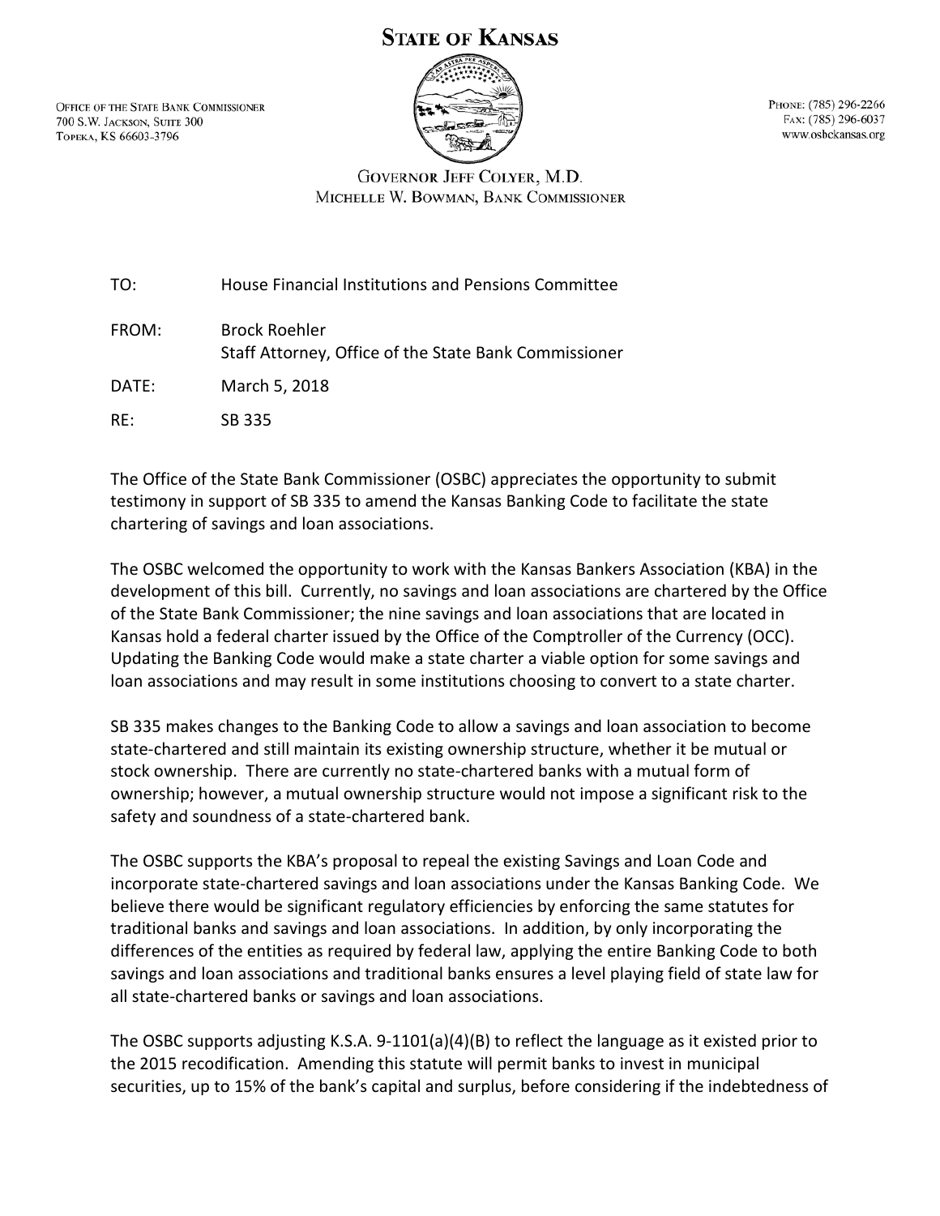# STATE OF KANSAS

OFFICE OF THE STATE BANK COMMISSIONER
700 S.W. JACKSON, SUITE 300
TOPEKA, KS 66603-3796

PHONE: (785) 296-2266
FAX: (785) 296-6037
www.osbckansas.org

GOVERNOR JEFF COLYER, M.D.
MICHELLE W. BOWMAN, BANK COMMISSIONER

TO: House Financial Institutions and Pensions Committee

FROM: Brock Roehler
Staff Attorney, Office of the State Bank Commissioner

DATE: March 5, 2018

RE: SB 335

The Office of the State Bank Commissioner (OSBC) appreciates the opportunity to submit testimony in support of SB 335 to amend the Kansas Banking Code to facilitate the state chartering of savings and loan associations.

The OSBC welcomed the opportunity to work with the Kansas Bankers Association (KBA) in the development of this bill. Currently, no savings and loan associations are chartered by the Office of the State Bank Commissioner; the nine savings and loan associations that are located in Kansas hold a federal charter issued by the Office of the Comptroller of the Currency (OCC). Updating the Banking Code would make a state charter a viable option for some savings and loan associations and may result in some institutions choosing to convert to a state charter.

SB 335 makes changes to the Banking Code to allow a savings and loan association to become state-chartered and still maintain its existing ownership structure, whether it be mutual or stock ownership. There are currently no state-chartered banks with a mutual form of ownership; however, a mutual ownership structure would not impose a significant risk to the safety and soundness of a state-chartered bank.

The OSBC supports the KBA's proposal to repeal the existing Savings and Loan Code and incorporate state-chartered savings and loan associations under the Kansas Banking Code. We believe there would be significant regulatory efficiencies by enforcing the same statutes for traditional banks and savings and loan associations. In addition, by only incorporating the differences of the entities as required by federal law, applying the entire Banking Code to both savings and loan associations and traditional banks ensures a level playing field of state law for all state-chartered banks or savings and loan associations.

The OSBC supports adjusting K.S.A. 9-1101(a)(4)(B) to reflect the language as it existed prior to the 2015 recodification. Amending this statute will permit banks to invest in municipal securities, up to 15% of the bank's capital and surplus, before considering if the indebtedness of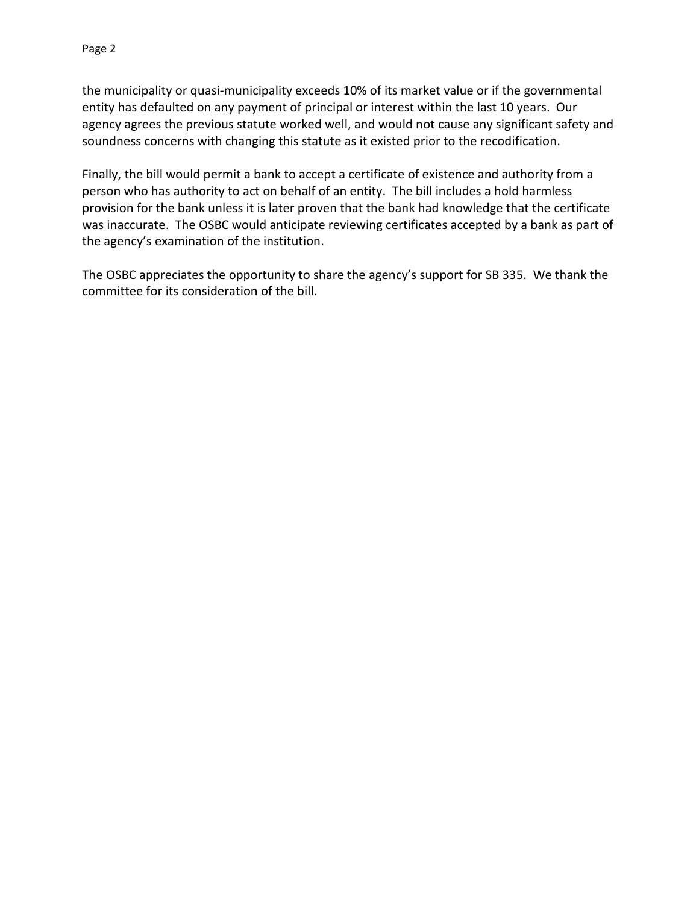the municipality or quasi-municipality exceeds 10% of its market value or if the governmental entity has defaulted on any payment of principal or interest within the last 10 years. Our agency agrees the previous statute worked well, and would not cause any significant safety and soundness concerns with changing this statute as it existed prior to the recodification.

Finally, the bill would permit a bank to accept a certificate of existence and authority from a person who has authority to act on behalf of an entity. The bill includes a hold harmless provision for the bank unless it is later proven that the bank had knowledge that the certificate was inaccurate. The OSBC would anticipate reviewing certificates accepted by a bank as part of the agency's examination of the institution.

The OSBC appreciates the opportunity to share the agency's support for SB 335. We thank the committee for its consideration of the bill.